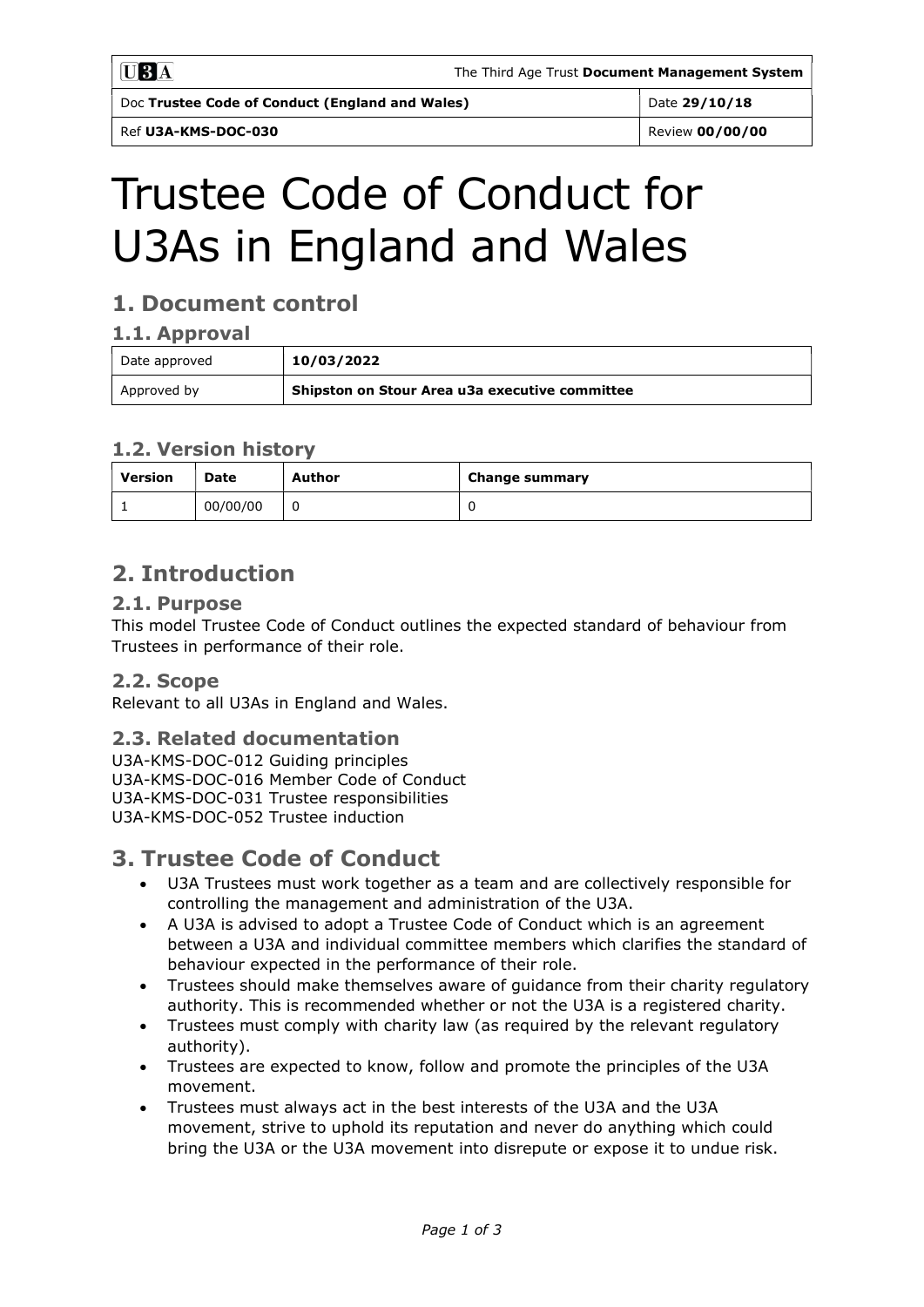| U3A | The Third Age Trust **Document Management System** |
| --- | --- |
| Doc **Trustee Code of Conduct (England and Wales)** | Date **29/10/18** |
| Ref **U3A-KMS-DOC-030** | Review **00/00/00** |

# Trustee Code of Conduct for U3As in England and Wales

## 1. Document control

### 1.1. Approval

| Date approved | **10/03/2022** |
| --- | --- |
| Approved by | **Shipston on Stour Area u3a executive committee** |

### 1.2. Version history

| Version | Date | Author | Change summary |
| --- | --- | --- | --- |
| 1 | 00/00/00 | 0 | 0 |

## 2. Introduction

### 2.1. Purpose

This model Trustee Code of Conduct outlines the expected standard of behaviour from Trustees in performance of their role.

### 2.2. Scope

Relevant to all U3As in England and Wales.

### 2.3. Related documentation

U3A-KMS-DOC-012 Guiding principles
U3A-KMS-DOC-016 Member Code of Conduct
U3A-KMS-DOC-031 Trustee responsibilities
U3A-KMS-DOC-052 Trustee induction

## 3. Trustee Code of Conduct

- U3A Trustees must work together as a team and are collectively responsible for controlling the management and administration of the U3A.
- A U3A is advised to adopt a Trustee Code of Conduct which is an agreement between a U3A and individual committee members which clarifies the standard of behaviour expected in the performance of their role.
- Trustees should make themselves aware of guidance from their charity regulatory authority. This is recommended whether or not the U3A is a registered charity.
- Trustees must comply with charity law (as required by the relevant regulatory authority).
- Trustees are expected to know, follow and promote the principles of the U3A movement.
- Trustees must always act in the best interests of the U3A and the U3A movement, strive to uphold its reputation and never do anything which could bring the U3A or the U3A movement into disrepute or expose it to undue risk.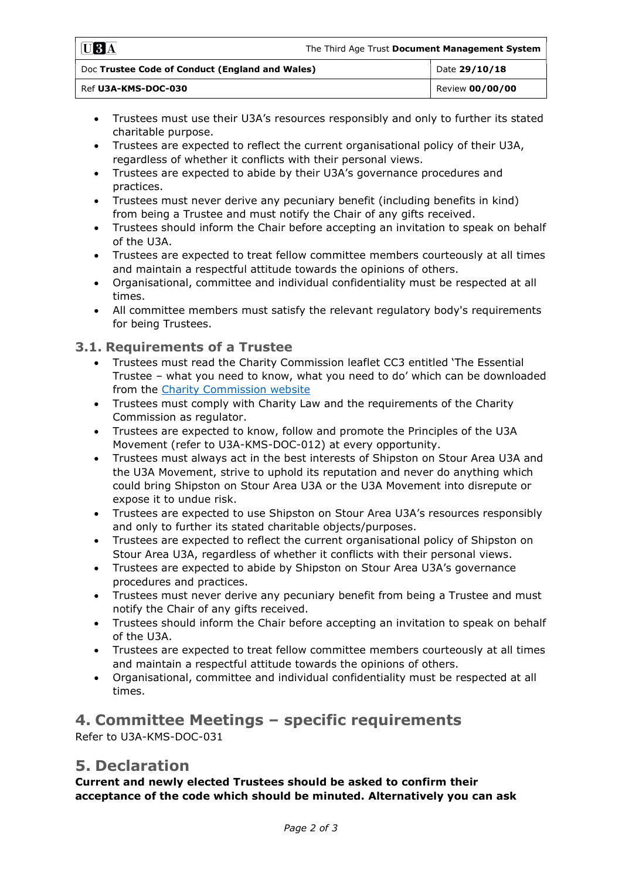- Trustees must use their U3A's resources responsibly and only to further its stated charitable purpose.
- Trustees are expected to reflect the current organisational policy of their U3A, regardless of whether it conflicts with their personal views.
- Trustees are expected to abide by their U3A's governance procedures and practices.
- Trustees must never derive any pecuniary benefit (including benefits in kind) from being a Trustee and must notify the Chair of any gifts received.
- Trustees should inform the Chair before accepting an invitation to speak on behalf of the U3A.
- Trustees are expected to treat fellow committee members courteously at all times and maintain a respectful attitude towards the opinions of others.
- Organisational, committee and individual confidentiality must be respected at all times.
- All committee members must satisfy the relevant regulatory body's requirements for being Trustees.

### 3.1. Requirements of a Trustee

- Trustees must read the Charity Commission leaflet CC3 entitled 'The Essential Trustee – what you need to know, what you need to do' which can be downloaded from the [Charity Commission website]()
- Trustees must comply with Charity Law and the requirements of the Charity Commission as regulator.
- Trustees are expected to know, follow and promote the Principles of the U3A Movement (refer to U3A-KMS-DOC-012) at every opportunity.
- Trustees must always act in the best interests of Shipston on Stour Area U3A and the U3A Movement, strive to uphold its reputation and never do anything which could bring Shipston on Stour Area U3A or the U3A Movement into disrepute or expose it to undue risk.
- Trustees are expected to use Shipston on Stour Area U3A's resources responsibly and only to further its stated charitable objects/purposes.
- Trustees are expected to reflect the current organisational policy of Shipston on Stour Area U3A, regardless of whether it conflicts with their personal views.
- Trustees are expected to abide by Shipston on Stour Area U3A's governance procedures and practices.
- Trustees must never derive any pecuniary benefit from being a Trustee and must notify the Chair of any gifts received.
- Trustees should inform the Chair before accepting an invitation to speak on behalf of the U3A.
- Trustees are expected to treat fellow committee members courteously at all times and maintain a respectful attitude towards the opinions of others.
- Organisational, committee and individual confidentiality must be respected at all times.

## 4. Committee Meetings – specific requirements

Refer to U3A-KMS-DOC-031

## 5. Declaration

**Current and newly elected Trustees should be asked to confirm their acceptance of the code which should be minuted. Alternatively you can ask**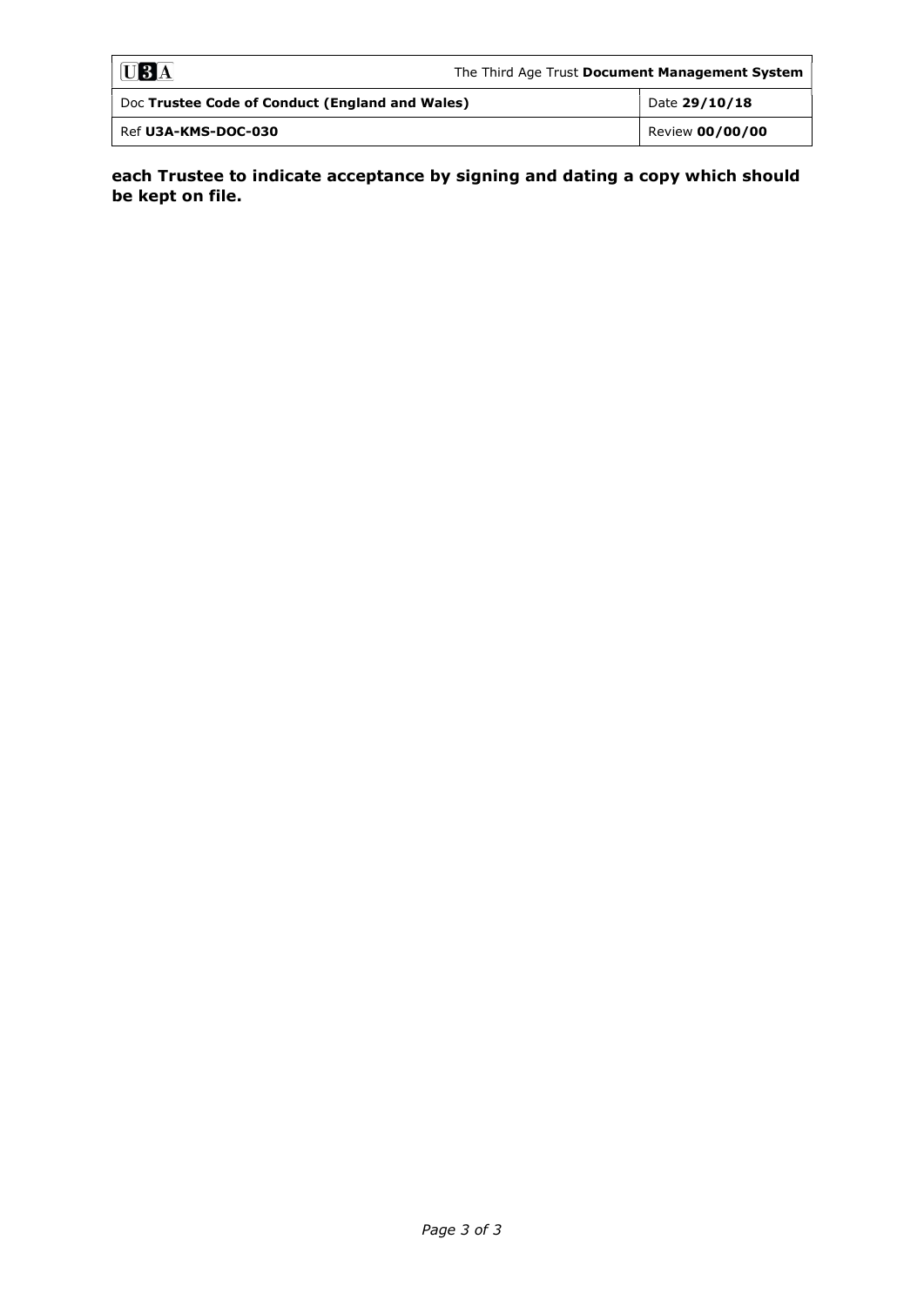**each Trustee to indicate acceptance by signing and dating a copy which should be kept on file.**